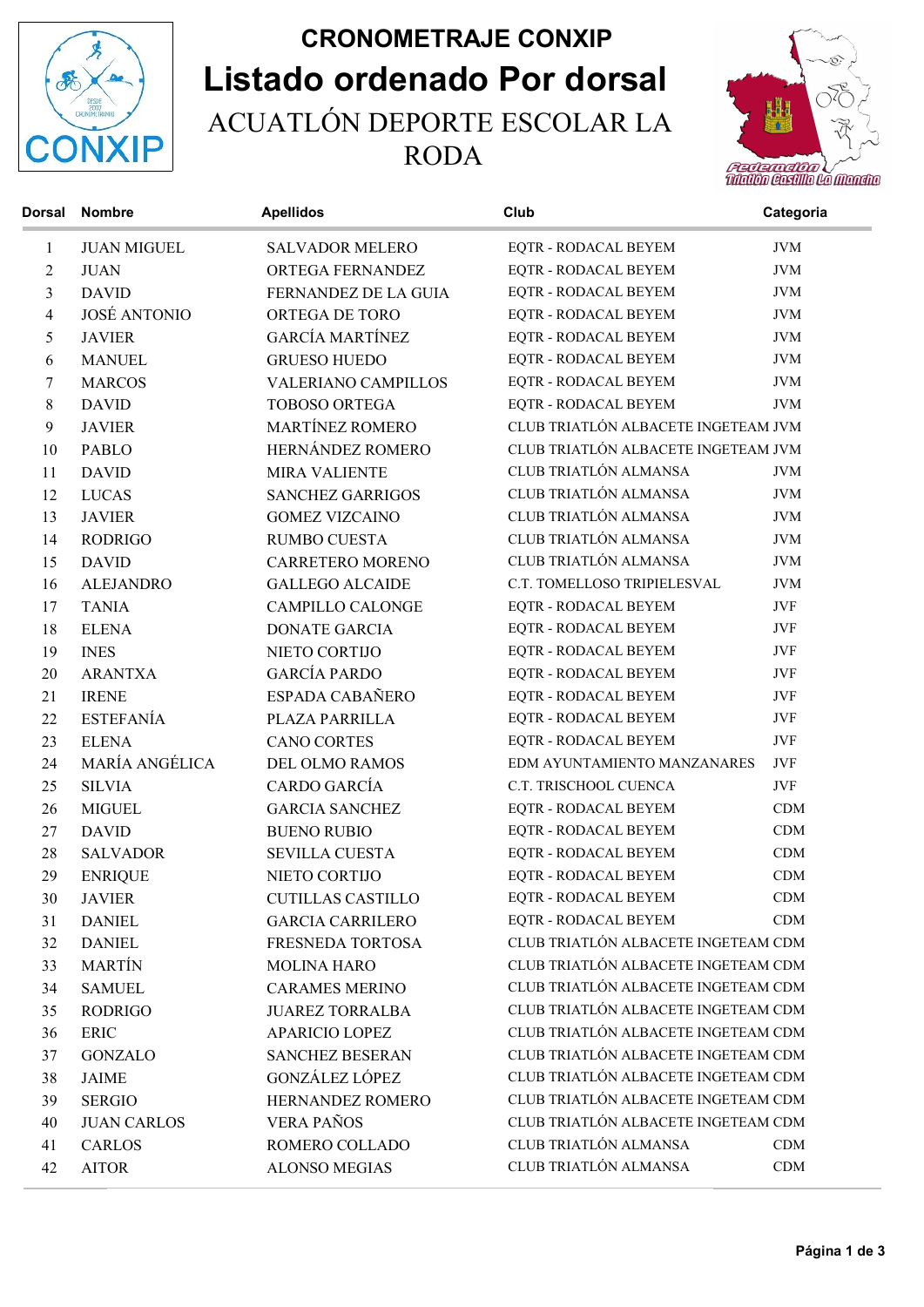# CRONOMETRAJE CONXIP

# Listado ordenado Por dorsal

## ACUATLÓN DEPORTE ESCOLAR LA RODA

| Dorsal | Nombre | Apellidos | Club | Categoria |
|---|---|---|---|---|
| 1 | JUAN MIGUEL | SALVADOR MELERO | EQTR - RODACAL BEYEM | JVM |
| 2 | JUAN | ORTEGA FERNANDEZ | EQTR - RODACAL BEYEM | JVM |
| 3 | DAVID | FERNANDEZ DE LA GUIA | EQTR - RODACAL BEYEM | JVM |
| 4 | JOSÉ ANTONIO | ORTEGA DE TORO | EQTR - RODACAL BEYEM | JVM |
| 5 | JAVIER | GARCÍA MARTÍNEZ | EQTR - RODACAL BEYEM | JVM |
| 6 | MANUEL | GRUESO HUEDO | EQTR - RODACAL BEYEM | JVM |
| 7 | MARCOS | VALERIANO CAMPILLOS | EQTR - RODACAL BEYEM | JVM |
| 8 | DAVID | TOBOSO ORTEGA | EQTR - RODACAL BEYEM | JVM |
| 9 | JAVIER | MARTÍNEZ ROMERO | CLUB TRIATLÓN ALBACETE INGETEAM | JVM |
| 10 | PABLO | HERNÁNDEZ ROMERO | CLUB TRIATLÓN ALBACETE INGETEAM | JVM |
| 11 | DAVID | MIRA VALIENTE | CLUB TRIATLÓN ALMANSA | JVM |
| 12 | LUCAS | SANCHEZ GARRIGOS | CLUB TRIATLÓN ALMANSA | JVM |
| 13 | JAVIER | GOMEZ VIZCAINO | CLUB TRIATLÓN ALMANSA | JVM |
| 14 | RODRIGO | RUMBO CUESTA | CLUB TRIATLÓN ALMANSA | JVM |
| 15 | DAVID | CARRETERO MORENO | CLUB TRIATLÓN ALMANSA | JVM |
| 16 | ALEJANDRO | GALLEGO ALCAIDE | C.T. TOMELLOSO TRIPIELESVAL | JVM |
| 17 | TANIA | CAMPILLO CALONGE | EQTR - RODACAL BEYEM | JVF |
| 18 | ELENA | DONATE GARCIA | EQTR - RODACAL BEYEM | JVF |
| 19 | INES | NIETO CORTIJO | EQTR - RODACAL BEYEM | JVF |
| 20 | ARANTXA | GARCÍA PARDO | EQTR - RODACAL BEYEM | JVF |
| 21 | IRENE | ESPADA CABAÑERO | EQTR - RODACAL BEYEM | JVF |
| 22 | ESTEFANÍA | PLAZA PARRILLA | EQTR - RODACAL BEYEM | JVF |
| 23 | ELENA | CANO CORTES | EQTR - RODACAL BEYEM | JVF |
| 24 | MARÍA ANGÉLICA | DEL OLMO RAMOS | EDM AYUNTAMIENTO MANZANARES | JVF |
| 25 | SILVIA | CARDO GARCÍA | C.T. TRISCHOOL CUENCA | JVF |
| 26 | MIGUEL | GARCIA SANCHEZ | EQTR - RODACAL BEYEM | CDM |
| 27 | DAVID | BUENO RUBIO | EQTR - RODACAL BEYEM | CDM |
| 28 | SALVADOR | SEVILLA CUESTA | EQTR - RODACAL BEYEM | CDM |
| 29 | ENRIQUE | NIETO CORTIJO | EQTR - RODACAL BEYEM | CDM |
| 30 | JAVIER | CUTILLAS CASTILLO | EQTR - RODACAL BEYEM | CDM |
| 31 | DANIEL | GARCIA CARRILERO | EQTR - RODACAL BEYEM | CDM |
| 32 | DANIEL | FRESNEDA TORTOSA | CLUB TRIATLÓN ALBACETE INGETEAM | CDM |
| 33 | MARTÍN | MOLINA HARO | CLUB TRIATLÓN ALBACETE INGETEAM | CDM |
| 34 | SAMUEL | CARAMES MERINO | CLUB TRIATLÓN ALBACETE INGETEAM | CDM |
| 35 | RODRIGO | JUAREZ TORRALBA | CLUB TRIATLÓN ALBACETE INGETEAM | CDM |
| 36 | ERIC | APARICIO LOPEZ | CLUB TRIATLÓN ALBACETE INGETEAM | CDM |
| 37 | GONZALO | SANCHEZ BESERAN | CLUB TRIATLÓN ALBACETE INGETEAM | CDM |
| 38 | JAIME | GONZÁLEZ LÓPEZ | CLUB TRIATLÓN ALBACETE INGETEAM | CDM |
| 39 | SERGIO | HERNANDEZ ROMERO | CLUB TRIATLÓN ALBACETE INGETEAM | CDM |
| 40 | JUAN CARLOS | VERA PAÑOS | CLUB TRIATLÓN ALBACETE INGETEAM | CDM |
| 41 | CARLOS | ROMERO COLLADO | CLUB TRIATLÓN ALMANSA | CDM |
| 42 | AITOR | ALONSO MEGIAS | CLUB TRIATLÓN ALMANSA | CDM |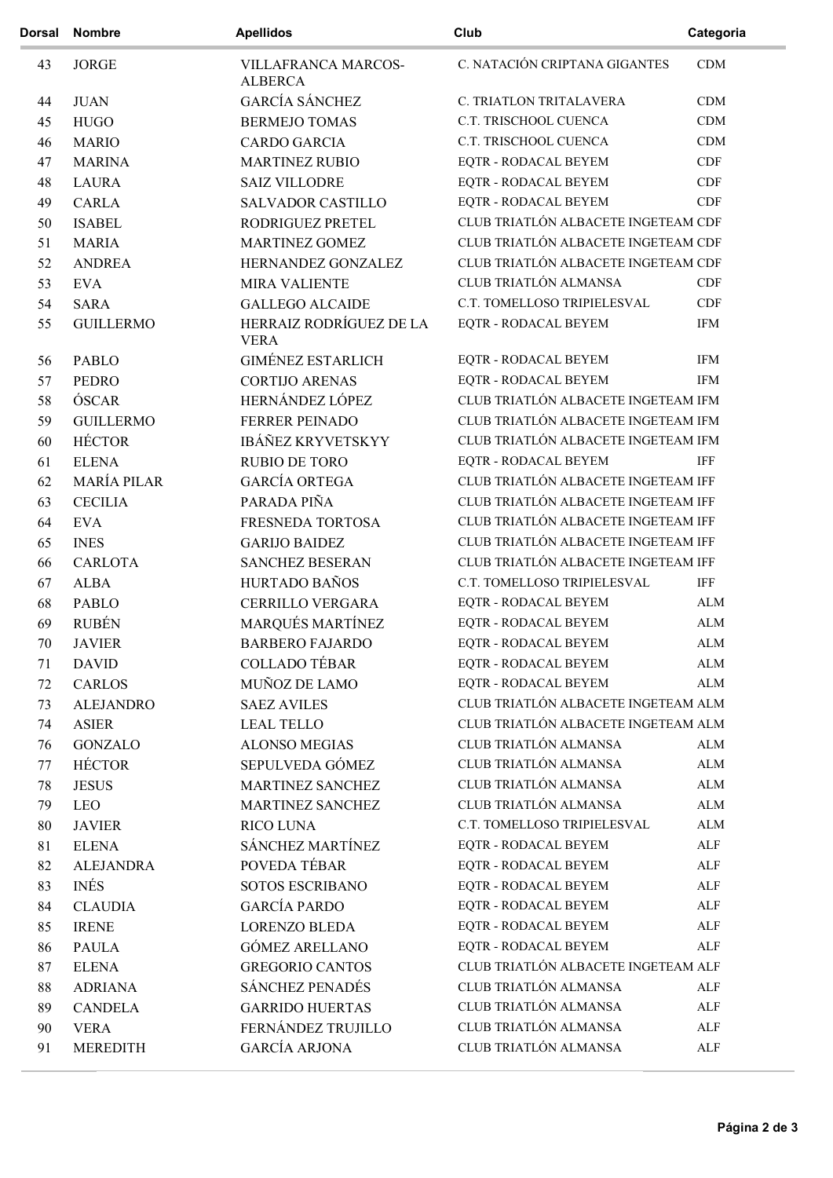| Dorsal | Nombre | Apellidos | Club | Categoria |
|---|---|---|---|---|
| 43 | JORGE | VILLAFRANCA MARCOS-ALBERCA | C. NATACIÓN CRIPTANA GIGANTES | CDM |
| 44 | JUAN | GARCÍA SÁNCHEZ | C. TRIATLON TRITALAVERA | CDM |
| 45 | HUGO | BERMEJO TOMAS | C.T. TRISCHOOL CUENCA | CDM |
| 46 | MARIO | CARDO GARCIA | C.T. TRISCHOOL CUENCA | CDM |
| 47 | MARINA | MARTINEZ RUBIO | EQTR - RODACAL BEYEM | CDF |
| 48 | LAURA | SAIZ VILLODRE | EQTR - RODACAL BEYEM | CDF |
| 49 | CARLA | SALVADOR CASTILLO | EQTR - RODACAL BEYEM | CDF |
| 50 | ISABEL | RODRIGUEZ PRETEL | CLUB TRIATLÓN ALBACETE INGETEAM | CDF |
| 51 | MARIA | MARTINEZ GOMEZ | CLUB TRIATLÓN ALBACETE INGETEAM | CDF |
| 52 | ANDREA | HERNANDEZ GONZALEZ | CLUB TRIATLÓN ALBACETE INGETEAM | CDF |
| 53 | EVA | MIRA VALIENTE | CLUB TRIATLÓN ALMANSA | CDF |
| 54 | SARA | GALLEGO ALCAIDE | C.T. TOMELLOSO TRIPIELESVAL | CDF |
| 55 | GUILLERMO | HERRAIZ RODRÍGUEZ DE LA VERA | EQTR - RODACAL BEYEM | IFM |
| 56 | PABLO | GIMÉNEZ ESTARLICH | EQTR - RODACAL BEYEM | IFM |
| 57 | PEDRO | CORTIJO ARENAS | EQTR - RODACAL BEYEM | IFM |
| 58 | ÓSCAR | HERNÁNDEZ LÓPEZ | CLUB TRIATLÓN ALBACETE INGETEAM | IFM |
| 59 | GUILLERMO | FERRER PEINADO | CLUB TRIATLÓN ALBACETE INGETEAM | IFM |
| 60 | HÉCTOR | IBÁÑEZ KRYVETSKYY | CLUB TRIATLÓN ALBACETE INGETEAM | IFM |
| 61 | ELENA | RUBIO DE TORO | EQTR - RODACAL BEYEM | IFF |
| 62 | MARÍA PILAR | GARCÍA ORTEGA | CLUB TRIATLÓN ALBACETE INGETEAM | IFF |
| 63 | CECILIA | PARADA PIÑA | CLUB TRIATLÓN ALBACETE INGETEAM | IFF |
| 64 | EVA | FRESNEDA TORTOSA | CLUB TRIATLÓN ALBACETE INGETEAM | IFF |
| 65 | INES | GARIJO BAIDEZ | CLUB TRIATLÓN ALBACETE INGETEAM | IFF |
| 66 | CARLOTA | SANCHEZ BESERAN | CLUB TRIATLÓN ALBACETE INGETEAM | IFF |
| 67 | ALBA | HURTADO BAÑOS | C.T. TOMELLOSO TRIPIELESVAL | IFF |
| 68 | PABLO | CERRILLO VERGARA | EQTR - RODACAL BEYEM | ALM |
| 69 | RUBÉN | MARQUÉS MARTÍNEZ | EQTR - RODACAL BEYEM | ALM |
| 70 | JAVIER | BARBERO FAJARDO | EQTR - RODACAL BEYEM | ALM |
| 71 | DAVID | COLLADO TÉBAR | EQTR - RODACAL BEYEM | ALM |
| 72 | CARLOS | MUÑOZ DE LAMO | EQTR - RODACAL BEYEM | ALM |
| 73 | ALEJANDRO | SAEZ AVILES | CLUB TRIATLÓN ALBACETE INGETEAM | ALM |
| 74 | ASIER | LEAL TELLO | CLUB TRIATLÓN ALBACETE INGETEAM | ALM |
| 76 | GONZALO | ALONSO MEGIAS | CLUB TRIATLÓN ALMANSA | ALM |
| 77 | HÉCTOR | SEPULVEDA GÓMEZ | CLUB TRIATLÓN ALMANSA | ALM |
| 78 | JESUS | MARTINEZ SANCHEZ | CLUB TRIATLÓN ALMANSA | ALM |
| 79 | LEO | MARTINEZ SANCHEZ | CLUB TRIATLÓN ALMANSA | ALM |
| 80 | JAVIER | RICO LUNA | C.T. TOMELLOSO TRIPIELESVAL | ALM |
| 81 | ELENA | SÁNCHEZ MARTÍNEZ | EQTR - RODACAL BEYEM | ALF |
| 82 | ALEJANDRA | POVEDA TÉBAR | EQTR - RODACAL BEYEM | ALF |
| 83 | INÉS | SOTOS ESCRIBANO | EQTR - RODACAL BEYEM | ALF |
| 84 | CLAUDIA | GARCÍA PARDO | EQTR - RODACAL BEYEM | ALF |
| 85 | IRENE | LORENZO BLEDA | EQTR - RODACAL BEYEM | ALF |
| 86 | PAULA | GÓMEZ ARELLANO | EQTR - RODACAL BEYEM | ALF |
| 87 | ELENA | GREGORIO CANTOS | CLUB TRIATLÓN ALBACETE INGETEAM | ALF |
| 88 | ADRIANA | SÁNCHEZ PENADÉS | CLUB TRIATLÓN ALMANSA | ALF |
| 89 | CANDELA | GARRIDO HUERTAS | CLUB TRIATLÓN ALMANSA | ALF |
| 90 | VERA | FERNÁNDEZ TRUJILLO | CLUB TRIATLÓN ALMANSA | ALF |
| 91 | MEREDITH | GARCÍA ARJONA | CLUB TRIATLÓN ALMANSA | ALF |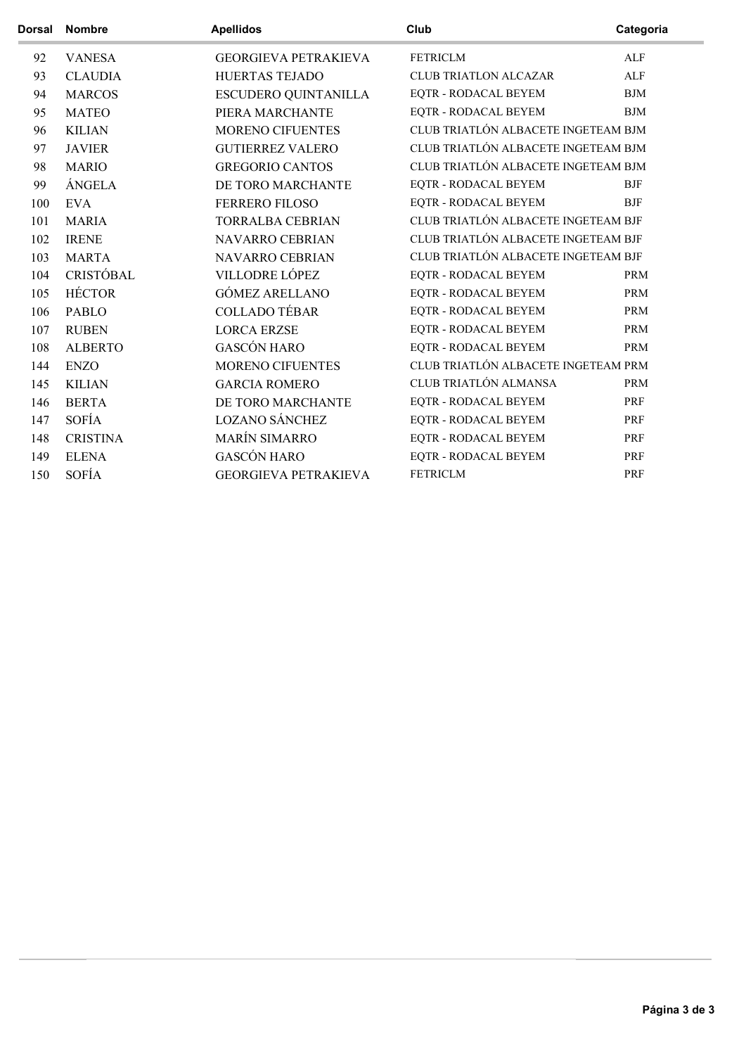| Dorsal | Nombre | Apellidos | Club | Categoria |
| --- | --- | --- | --- | --- |
| 92 | VANESA | GEORGIEVA PETRAKIEVA | FETRICLM | ALF |
| 93 | CLAUDIA | HUERTAS TEJADO | CLUB TRIATLON ALCAZAR | ALF |
| 94 | MARCOS | ESCUDERO QUINTANILLA | EQTR - RODACAL BEYEM | BJM |
| 95 | MATEO | PIERA MARCHANTE | EQTR - RODACAL BEYEM | BJM |
| 96 | KILIAN | MORENO CIFUENTES | CLUB TRIATLÓN ALBACETE INGETEAM | BJM |
| 97 | JAVIER | GUTIERREZ VALERO | CLUB TRIATLÓN ALBACETE INGETEAM | BJM |
| 98 | MARIO | GREGORIO CANTOS | CLUB TRIATLÓN ALBACETE INGETEAM | BJM |
| 99 | ÁNGELA | DE TORO MARCHANTE | EQTR - RODACAL BEYEM | BJF |
| 100 | EVA | FERRERO FILOSO | EQTR - RODACAL BEYEM | BJF |
| 101 | MARIA | TORRALBA CEBRIAN | CLUB TRIATLÓN ALBACETE INGETEAM | BJF |
| 102 | IRENE | NAVARRO CEBRIAN | CLUB TRIATLÓN ALBACETE INGETEAM | BJF |
| 103 | MARTA | NAVARRO CEBRIAN | CLUB TRIATLÓN ALBACETE INGETEAM | BJF |
| 104 | CRISTÓBAL | VILLODRE LÓPEZ | EQTR - RODACAL BEYEM | PRM |
| 105 | HÉCTOR | GÓMEZ ARELLANO | EQTR - RODACAL BEYEM | PRM |
| 106 | PABLO | COLLADO TÉBAR | EQTR - RODACAL BEYEM | PRM |
| 107 | RUBEN | LORCA ERZSE | EQTR - RODACAL BEYEM | PRM |
| 108 | ALBERTO | GASCÓN HARO | EQTR - RODACAL BEYEM | PRM |
| 144 | ENZO | MORENO CIFUENTES | CLUB TRIATLÓN ALBACETE INGETEAM | PRM |
| 145 | KILIAN | GARCIA ROMERO | CLUB TRIATLÓN ALMANSA | PRM |
| 146 | BERTA | DE TORO MARCHANTE | EQTR - RODACAL BEYEM | PRF |
| 147 | SOFÍA | LOZANO SÁNCHEZ | EQTR - RODACAL BEYEM | PRF |
| 148 | CRISTINA | MARÍN SIMARRO | EQTR - RODACAL BEYEM | PRF |
| 149 | ELENA | GASCÓN HARO | EQTR - RODACAL BEYEM | PRF |
| 150 | SOFÍA | GEORGIEVA PETRAKIEVA | FETRICLM | PRF |